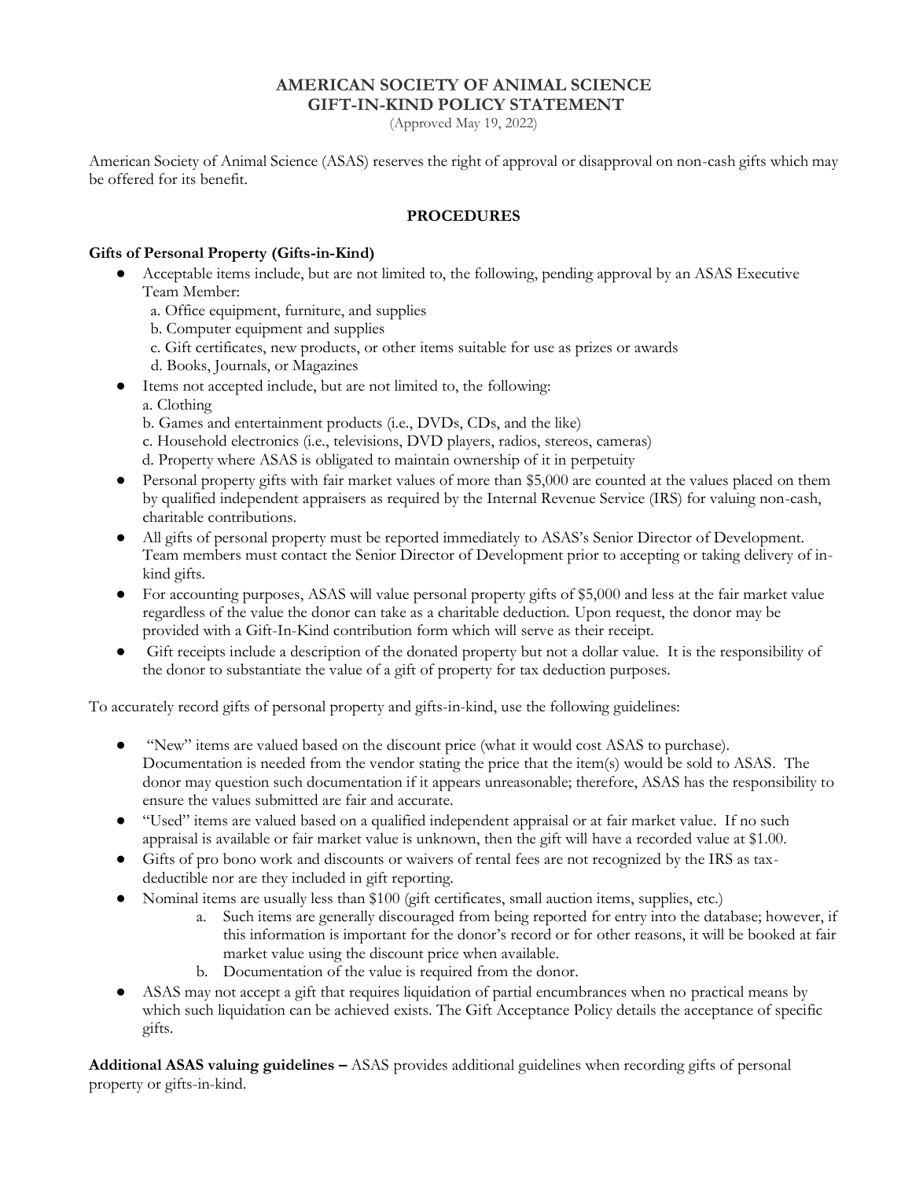# AMERICAN SOCIETY OF ANIMAL SCIENCE
# GIFT-IN-KIND POLICY STATEMENT

(Approved May 19, 2022)

American Society of Animal Science (ASAS) reserves the right of approval or disapproval on non-cash gifts which may be offered for its benefit.

## PROCEDURES

### Gifts of Personal Property (Gifts-in-Kind)

- Acceptable items include, but are not limited to, the following, pending approval by an ASAS Executive Team Member:
  a. Office equipment, furniture, and supplies
  b. Computer equipment and supplies
  c. Gift certificates, new products, or other items suitable for use as prizes or awards
  d. Books, Journals, or Magazines
- Items not accepted include, but are not limited to, the following:
  a. Clothing
  b. Games and entertainment products (i.e., DVDs, CDs, and the like)
  c. Household electronics (i.e., televisions, DVD players, radios, stereos, cameras)
  d. Property where ASAS is obligated to maintain ownership of it in perpetuity
- Personal property gifts with fair market values of more than $5,000 are counted at the values placed on them by qualified independent appraisers as required by the Internal Revenue Service (IRS) for valuing non-cash, charitable contributions.
- All gifts of personal property must be reported immediately to ASAS's Senior Director of Development. Team members must contact the Senior Director of Development prior to accepting or taking delivery of in-kind gifts.
- For accounting purposes, ASAS will value personal property gifts of $5,000 and less at the fair market value regardless of the value the donor can take as a charitable deduction. Upon request, the donor may be provided with a Gift-In-Kind contribution form which will serve as their receipt.
- Gift receipts include a description of the donated property but not a dollar value. It is the responsibility of the donor to substantiate the value of a gift of property for tax deduction purposes.

To accurately record gifts of personal property and gifts-in-kind, use the following guidelines:

- "New" items are valued based on the discount price (what it would cost ASAS to purchase). Documentation is needed from the vendor stating the price that the item(s) would be sold to ASAS. The donor may question such documentation if it appears unreasonable; therefore, ASAS has the responsibility to ensure the values submitted are fair and accurate.
- "Used" items are valued based on a qualified independent appraisal or at fair market value. If no such appraisal is available or fair market value is unknown, then the gift will have a recorded value at $1.00.
- Gifts of pro bono work and discounts or waivers of rental fees are not recognized by the IRS as tax-deductible nor are they included in gift reporting.
- Nominal items are usually less than $100 (gift certificates, small auction items, supplies, etc.)
  a. Such items are generally discouraged from being reported for entry into the database; however, if this information is important for the donor's record or for other reasons, it will be booked at fair market value using the discount price when available.
  b. Documentation of the value is required from the donor.
- ASAS may not accept a gift that requires liquidation of partial encumbrances when no practical means by which such liquidation can be achieved exists. The Gift Acceptance Policy details the acceptance of specific gifts.

**Additional ASAS valuing guidelines –** ASAS provides additional guidelines when recording gifts of personal property or gifts-in-kind.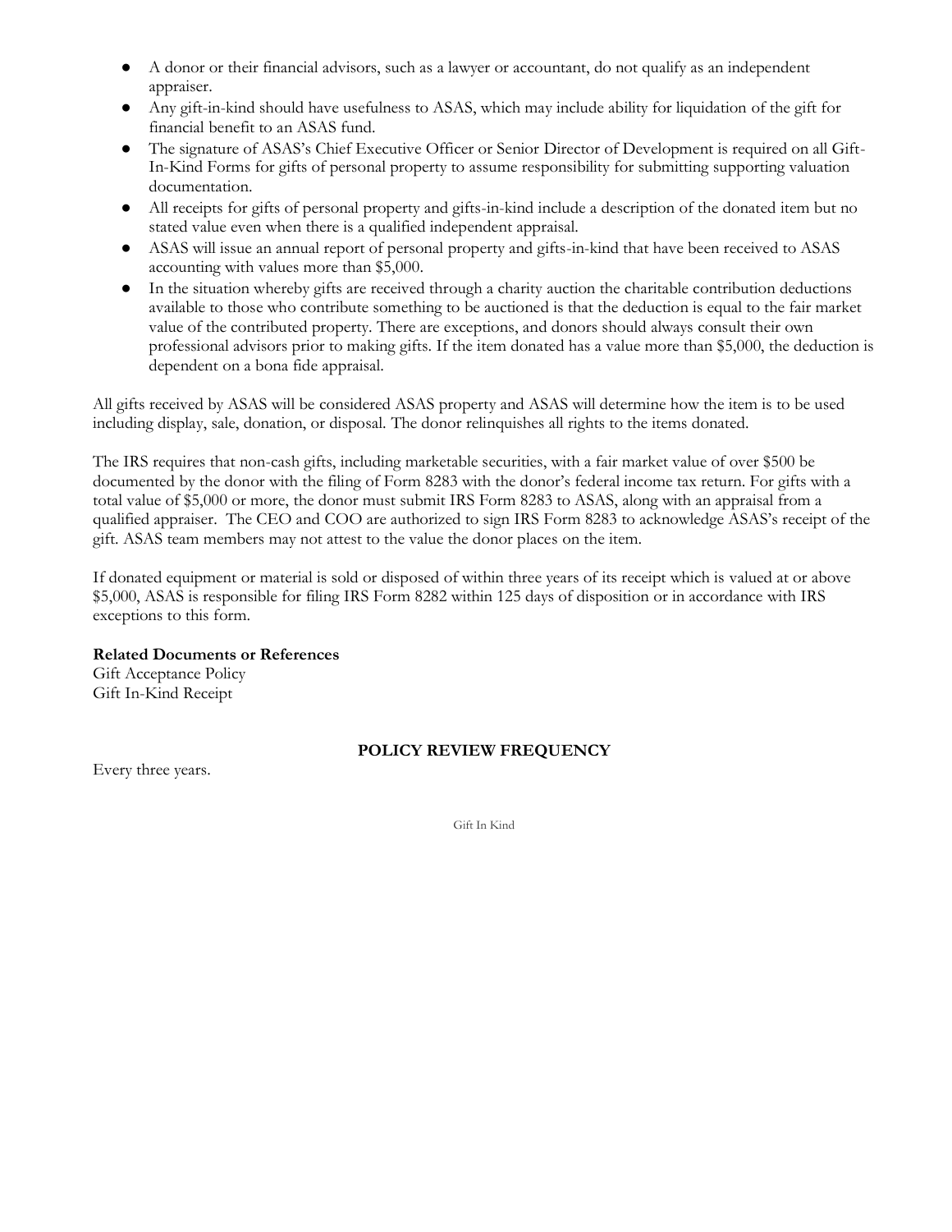- A donor or their financial advisors, such as a lawyer or accountant, do not qualify as an independent appraiser.
- Any gift-in-kind should have usefulness to ASAS, which may include ability for liquidation of the gift for financial benefit to an ASAS fund.
- The signature of ASAS's Chief Executive Officer or Senior Director of Development is required on all Gift-In-Kind Forms for gifts of personal property to assume responsibility for submitting supporting valuation documentation.
- All receipts for gifts of personal property and gifts-in-kind include a description of the donated item but no stated value even when there is a qualified independent appraisal.
- ASAS will issue an annual report of personal property and gifts-in-kind that have been received to ASAS accounting with values more than $5,000.
- In the situation whereby gifts are received through a charity auction the charitable contribution deductions available to those who contribute something to be auctioned is that the deduction is equal to the fair market value of the contributed property. There are exceptions, and donors should always consult their own professional advisors prior to making gifts. If the item donated has a value more than $5,000, the deduction is dependent on a bona fide appraisal.

All gifts received by ASAS will be considered ASAS property and ASAS will determine how the item is to be used including display, sale, donation, or disposal. The donor relinquishes all rights to the items donated.

The IRS requires that non-cash gifts, including marketable securities, with a fair market value of over $500 be documented by the donor with the filing of Form 8283 with the donor's federal income tax return. For gifts with a total value of $5,000 or more, the donor must submit IRS Form 8283 to ASAS, along with an appraisal from a qualified appraiser. The CEO and COO are authorized to sign IRS Form 8283 to acknowledge ASAS's receipt of the gift. ASAS team members may not attest to the value the donor places on the item.

If donated equipment or material is sold or disposed of within three years of its receipt which is valued at or above $5,000, ASAS is responsible for filing IRS Form 8282 within 125 days of disposition or in accordance with IRS exceptions to this form.

**Related Documents or References**
Gift Acceptance Policy
Gift In-Kind Receipt

**POLICY REVIEW FREQUENCY**

Every three years.